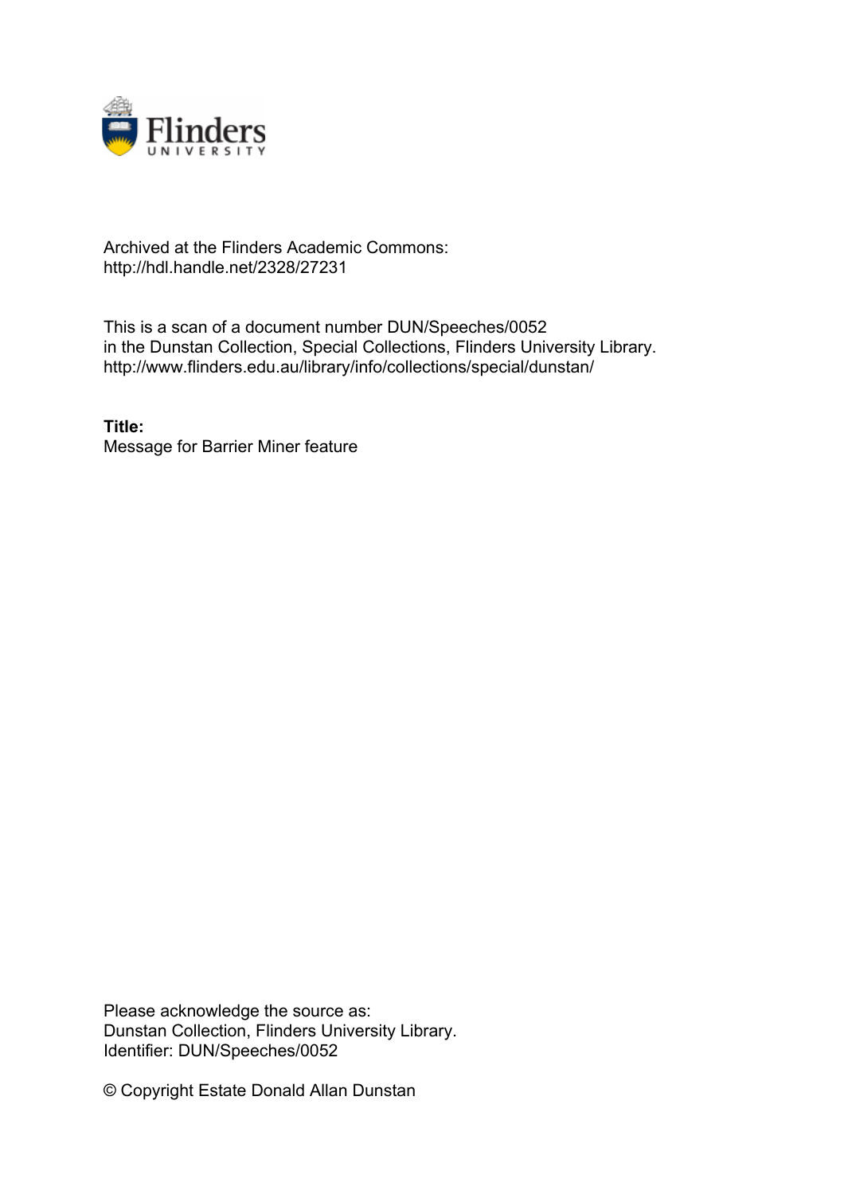Archived at the Flinders Academic Commons:
http://hdl.handle.net/2328/27231

This is a scan of a document number DUN/Speeches/0052
in the Dunstan Collection, Special Collections, Flinders University Library.
http://www.flinders.edu.au/library/info/collections/special/dunstan/

**Title:**
Message for Barrier Miner feature

Please acknowledge the source as:
Dunstan Collection, Flinders University Library.
Identifier: DUN/Speeches/0052

© Copyright Estate Donald Allan Dunstan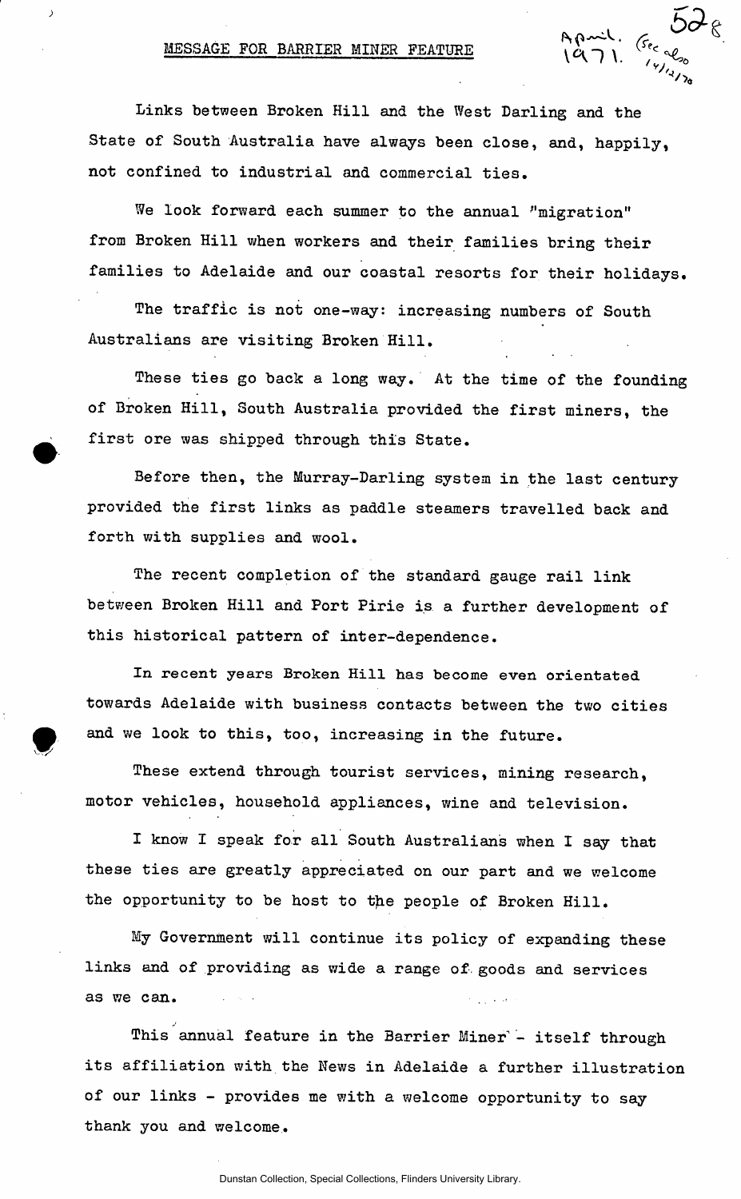# MESSAGE FOR BARRIER MINER FEATURE

April. 1971. (See also 14/12/70)

Links between Broken Hill and the West Darling and the State of South Australia have always been close, and, happily, not confined to industrial and commercial ties.

We look forward each summer to the annual "migration" from Broken Hill when workers and their families bring their families to Adelaide and our coastal resorts for their holidays.

The traffic is not one-way: increasing numbers of South Australians are visiting Broken Hill.

These ties go back a long way. At the time of the founding of Broken Hill, South Australia provided the first miners, the first ore was shipped through this State.

Before then, the Murray-Darling system in the last century provided the first links as paddle steamers travelled back and forth with supplies and wool.

The recent completion of the standard gauge rail link between Broken Hill and Port Pirie is a further development of this historical pattern of inter-dependence.

In recent years Broken Hill has become even orientated towards Adelaide with business contacts between the two cities and we look to this, too, increasing in the future.

These extend through tourist services, mining research, motor vehicles, household appliances, wine and television.

I know I speak for all South Australians when I say that these ties are greatly appreciated on our part and we welcome the opportunity to be host to the people of Broken Hill.

My Government will continue its policy of expanding these links and of providing as wide a range of goods and services as we can.

This annual feature in the Barrier Miner - itself through its affiliation with the News in Adelaide a further illustration of our links - provides me with a welcome opportunity to say thank you and welcome.

Dunstan Collection, Special Collections, Flinders University Library.